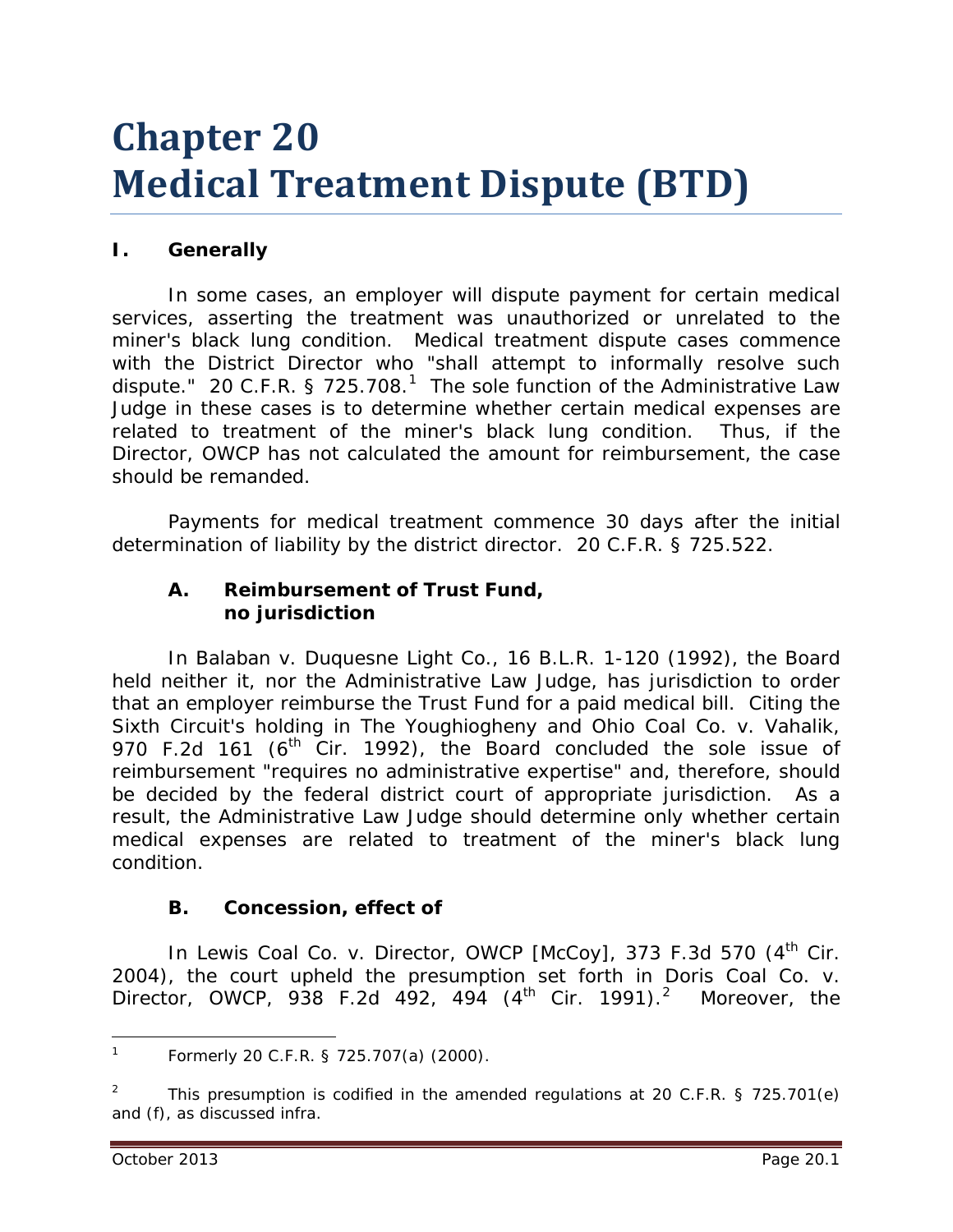# Chapter 20
# Medical Treatment Dispute (BTD)

## I. Generally

In some cases, an employer will dispute payment for certain medical services, asserting the treatment was unauthorized or unrelated to the miner's black lung condition. Medical treatment dispute cases commence with the District Director who "shall attempt to informally resolve such dispute." 20 C.F.R. § 725.708.[1] The sole function of the Administrative Law Judge in these cases is to determine whether certain medical expenses are related to treatment of the miner's black lung condition. Thus, if the Director, OWCP has not calculated the amount for reimbursement, the case should be remanded.

Payments for medical treatment commence 30 days after the initial determination of liability by the district director. 20 C.F.R. § 725.522.

### A. Reimbursement of Trust Fund, no jurisdiction

In *Balaban v. Duquesne Light Co.*, 16 B.L.R. 1-120 (1992), the Board held neither it, nor the Administrative Law Judge, has jurisdiction to order that an employer reimburse the Trust Fund for a paid medical bill. Citing the Sixth Circuit's holding in *The Youghiogheny and Ohio Coal Co. v. Vahalik*, 970 F.2d 161 (6th Cir. 1992), the Board concluded the sole issue of reimbursement "requires no administrative expertise" and, therefore, should be decided by the federal district court of appropriate jurisdiction. As a result, the Administrative Law Judge should determine only whether certain medical expenses are related to treatment of the miner's black lung condition.

### B. Concession, effect of

In *Lewis Coal Co. v. Director, OWCP [McCoy]*, 373 F.3d 570 (4th Cir. 2004), the court upheld the presumption set forth in *Doris Coal Co. v. Director, OWCP*, 938 F.2d 492, 494 (4th Cir. 1991).[2] Moreover, the

---

[1] Formerly 20 C.F.R. § 725.707(a) (2000).

[2] This presumption is codified in the amended regulations at 20 C.F.R. § 725.701(e) and (f), as discussed *infra*.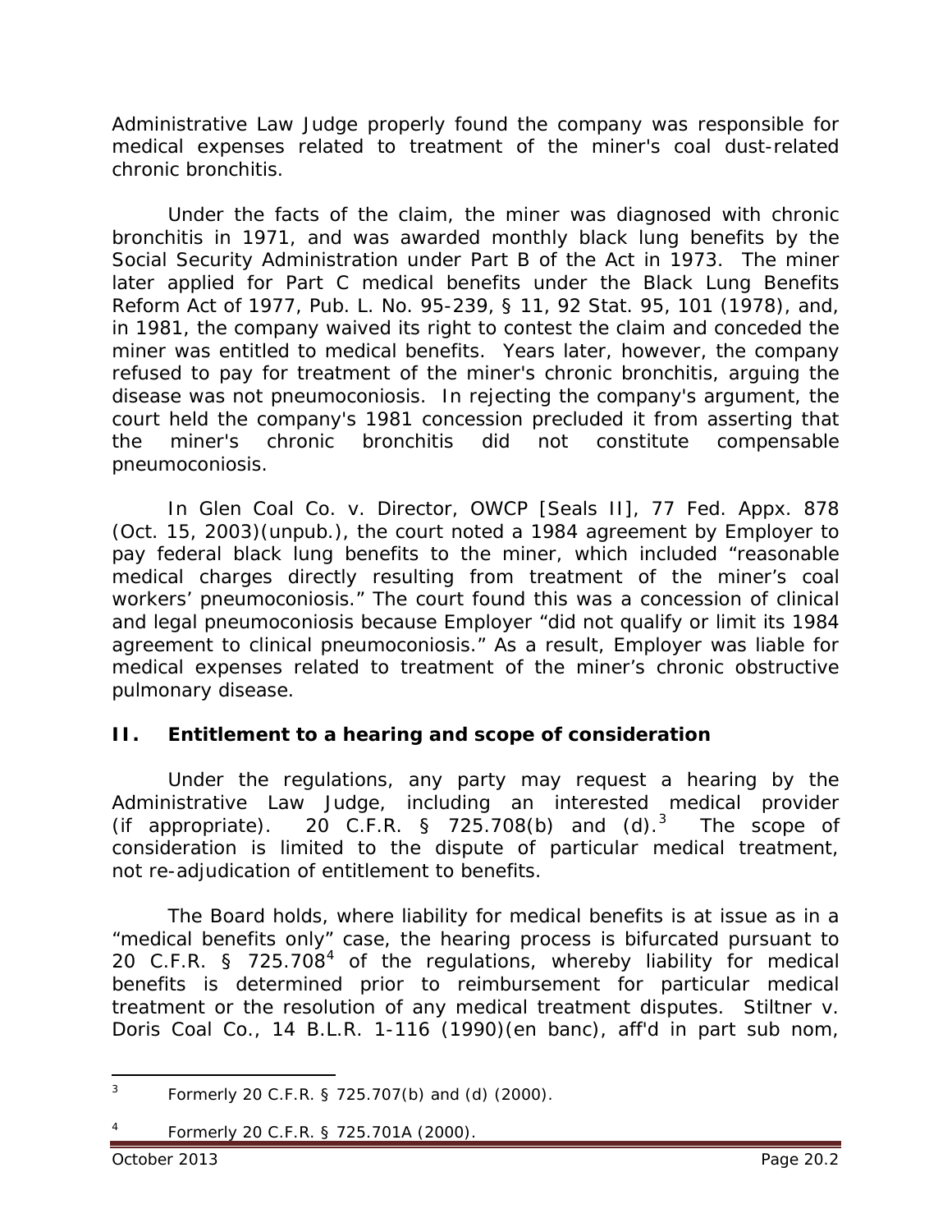Administrative Law Judge properly found the company was responsible for medical expenses related to treatment of the miner's coal dust-related chronic bronchitis.

Under the facts of the claim, the miner was diagnosed with chronic bronchitis in 1971, and was awarded monthly black lung benefits by the Social Security Administration under Part B of the Act in 1973. The miner later applied for Part C medical benefits under the Black Lung Benefits Reform Act of 1977, Pub. L. No. 95-239, § 11, 92 Stat. 95, 101 (1978), and, in 1981, the company waived its right to contest the claim and conceded the miner was entitled to medical benefits. Years later, however, the company refused to pay for treatment of the miner's chronic bronchitis, arguing the disease was not pneumoconiosis. In rejecting the company's argument, the court held the company's 1981 concession precluded it from asserting that the miner's chronic bronchitis did not constitute compensable pneumoconiosis.

In *Glen Coal Co. v. Director, OWCP [Seals II]*, 77 Fed. Appx. 878 (Oct. 15, 2003)(unpub.), the court noted a 1984 agreement by Employer to pay federal black lung benefits to the miner, which included "reasonable medical charges directly resulting from treatment of the miner's coal workers' pneumoconiosis." The court found this was a concession of clinical and legal pneumoconiosis because Employer "did not qualify or limit its 1984 agreement to clinical pneumoconiosis." As a result, Employer was liable for medical expenses related to treatment of the miner's chronic obstructive pulmonary disease.

## II. Entitlement to a hearing and scope of consideration

Under the regulations, any party may request a hearing by the Administrative Law Judge, including an interested medical provider (if appropriate). 20 C.F.R. § 725.708(b) and (d).[3] The scope of consideration is limited to the dispute of particular medical treatment, not re-adjudication of entitlement to benefits.

The Board holds, where liability for medical benefits is at issue as in a "medical benefits only" case, the hearing process is bifurcated pursuant to 20 C.F.R. § 725.708[4] of the regulations, whereby liability for medical benefits is determined prior to reimbursement for particular medical treatment or the resolution of any medical treatment disputes. *Stiltner v. Doris Coal Co.*, 14 B.L.R. 1-116 (1990)(en banc), *aff'd in part sub nom*,

---

[3] Formerly 20 C.F.R. § 725.707(b) and (d) (2000).

[4] Formerly 20 C.F.R. § 725.701A (2000).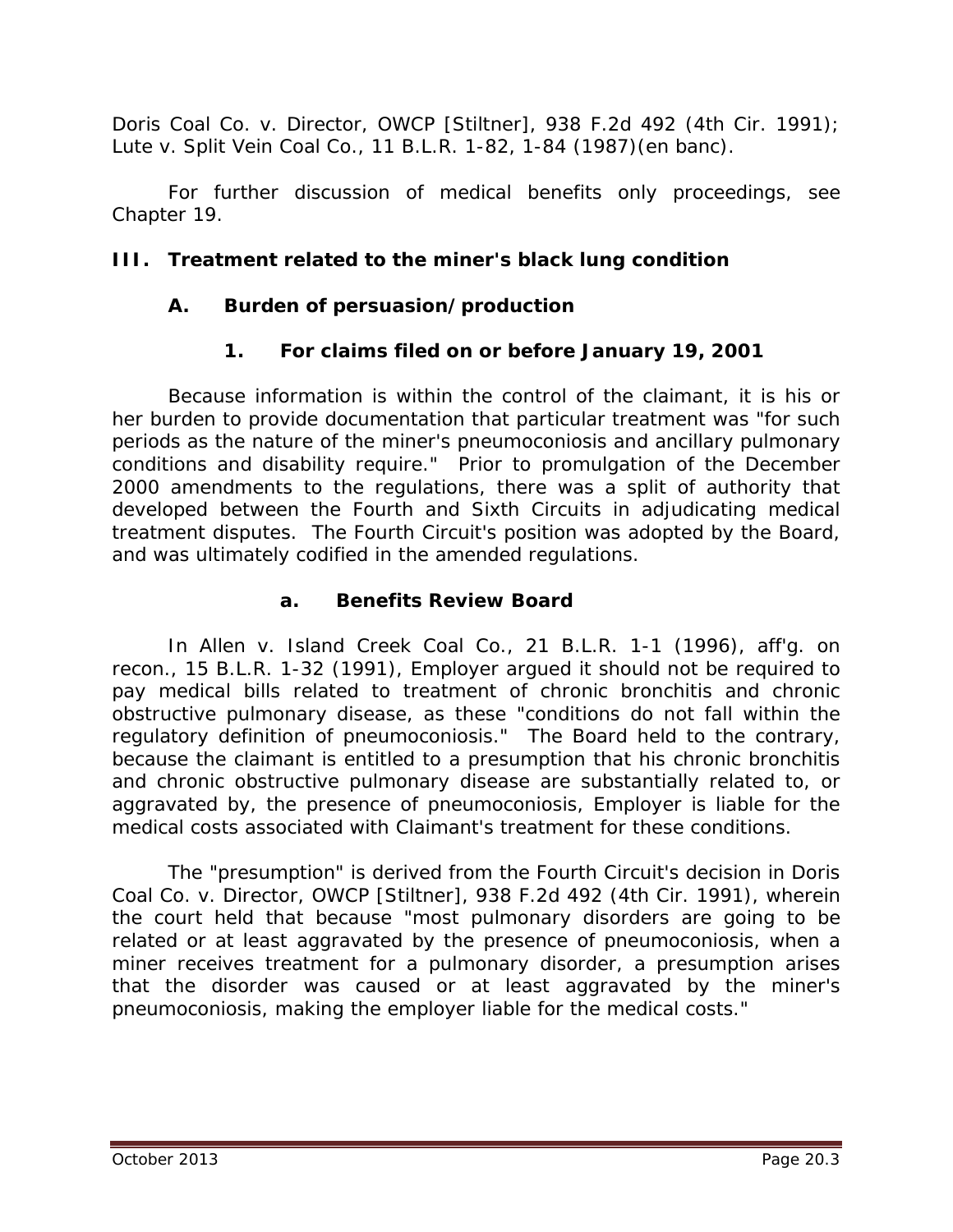*Doris Coal Co. v. Director, OWCP [Stiltner]*, 938 F.2d 492 (4th Cir. 1991); *Lute v. Split Vein Coal Co.*, 11 B.L.R. 1-82, 1-84 (1987)(en banc).

For further discussion of medical benefits only proceedings, see Chapter 19.

## III. Treatment related to the miner's black lung condition

### A. Burden of persuasion/production

#### 1. For claims filed on or before January 19, 2001

Because information is within the control of the claimant, it is his or her burden to provide documentation that particular treatment was "for such periods as the nature of the miner's pneumoconiosis and ancillary pulmonary conditions and disability require." Prior to promulgation of the December 2000 amendments to the regulations, there was a split of authority that developed between the Fourth and Sixth Circuits in adjudicating medical treatment disputes. The Fourth Circuit's position was adopted by the Board, and was ultimately codified in the amended regulations.

##### a. Benefits Review Board

In *Allen v. Island Creek Coal Co.*, 21 B.L.R. 1-1 (1996), *aff'g. on recon.*, 15 B.L.R. 1-32 (1991), Employer argued it should not be required to pay medical bills related to treatment of chronic bronchitis and chronic obstructive pulmonary disease, as these "conditions do not fall within the regulatory definition of pneumoconiosis." The Board held to the contrary, because the claimant is entitled to a presumption that his chronic bronchitis and chronic obstructive pulmonary disease are substantially related to, or aggravated by, the presence of pneumoconiosis, Employer is liable for the medical costs associated with Claimant's treatment for these conditions.

The "presumption" is derived from the Fourth Circuit's decision in *Doris Coal Co. v. Director, OWCP [Stiltner]*, 938 F.2d 492 (4th Cir. 1991), wherein the court held that because "most pulmonary disorders are going to be related or at least aggravated by the presence of pneumoconiosis, when a miner receives treatment for a pulmonary disorder, a presumption arises that the disorder was caused or at least aggravated by the miner's pneumoconiosis, making the employer liable for the medical costs."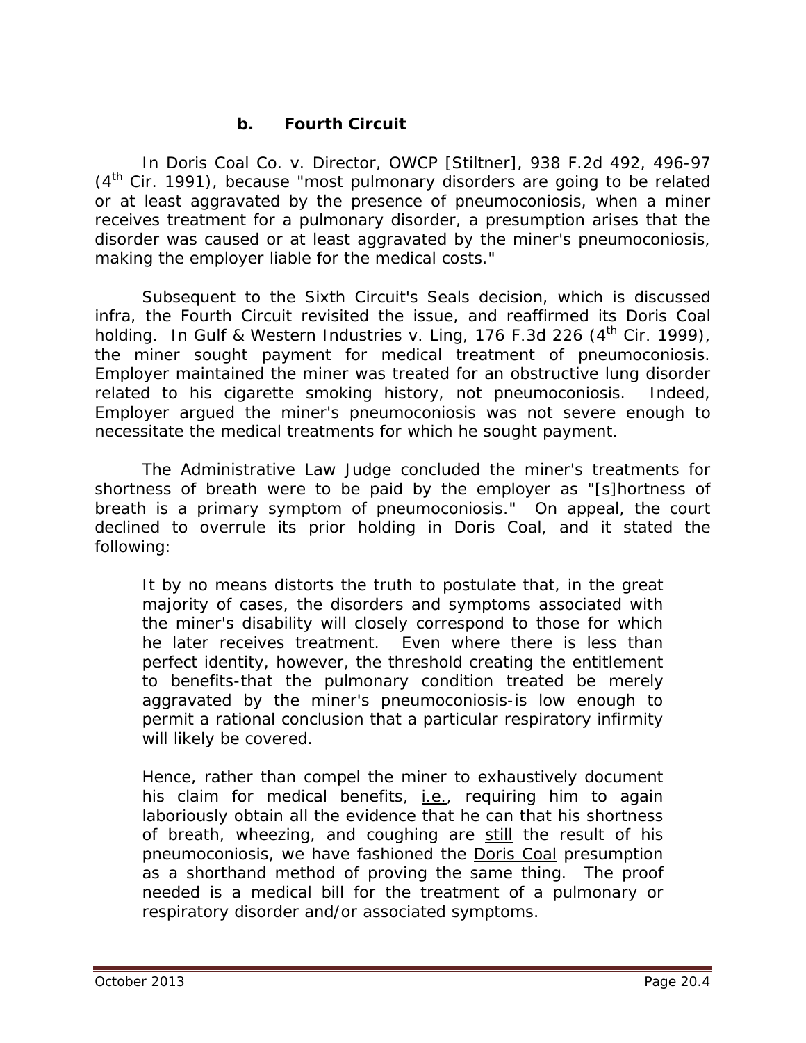### b. Fourth Circuit

In *Doris Coal Co. v. Director, OWCP [Stiltner]*, 938 F.2d 492, 496-97 ($4^{th}$ Cir. 1991), because "most pulmonary disorders are going to be related or at least aggravated by the presence of pneumoconiosis, when a miner receives treatment for a pulmonary disorder, a presumption arises that the disorder was caused or at least aggravated by the miner's pneumoconiosis, making the employer liable for the medical costs."

Subsequent to the Sixth Circuit's *Seals* decision, which is discussed *infra*, the Fourth Circuit revisited the issue, and reaffirmed its *Doris Coal* holding. In *Gulf & Western Industries v. Ling*, 176 F.3d 226 ($4^{th}$ Cir. 1999), the miner sought payment for medical treatment of pneumoconiosis. Employer maintained the miner was treated for an obstructive lung disorder related to his cigarette smoking history, not pneumoconiosis. Indeed, Employer argued the miner's pneumoconiosis was not severe enough to necessitate the medical treatments for which he sought payment.

The Administrative Law Judge concluded the miner's treatments for shortness of breath were to be paid by the employer as "[s]hortness of breath is a primary symptom of pneumoconiosis." On appeal, the court declined to overrule its prior holding in *Doris Coal*, and it stated the following:

> It by no means distorts the truth to postulate that, in the great majority of cases, the disorders and symptoms associated with the miner's disability will closely correspond to those for which he later receives treatment. Even where there is less than perfect identity, however, the threshold creating the entitlement to benefits-that the pulmonary condition treated be merely aggravated by the miner's pneumoconiosis-is low enough to permit a rational conclusion that a particular respiratory infirmity will likely be covered.
>
> Hence, rather than compel the miner to exhaustively document his claim for medical benefits, i.e., requiring him to again laboriously obtain all the evidence that he can that his shortness of breath, wheezing, and coughing are still the result of his pneumoconiosis, we have fashioned the *Doris Coal* presumption as a shorthand method of proving the same thing. The proof needed is a medical bill for the treatment of a pulmonary or respiratory disorder and/or associated symptoms.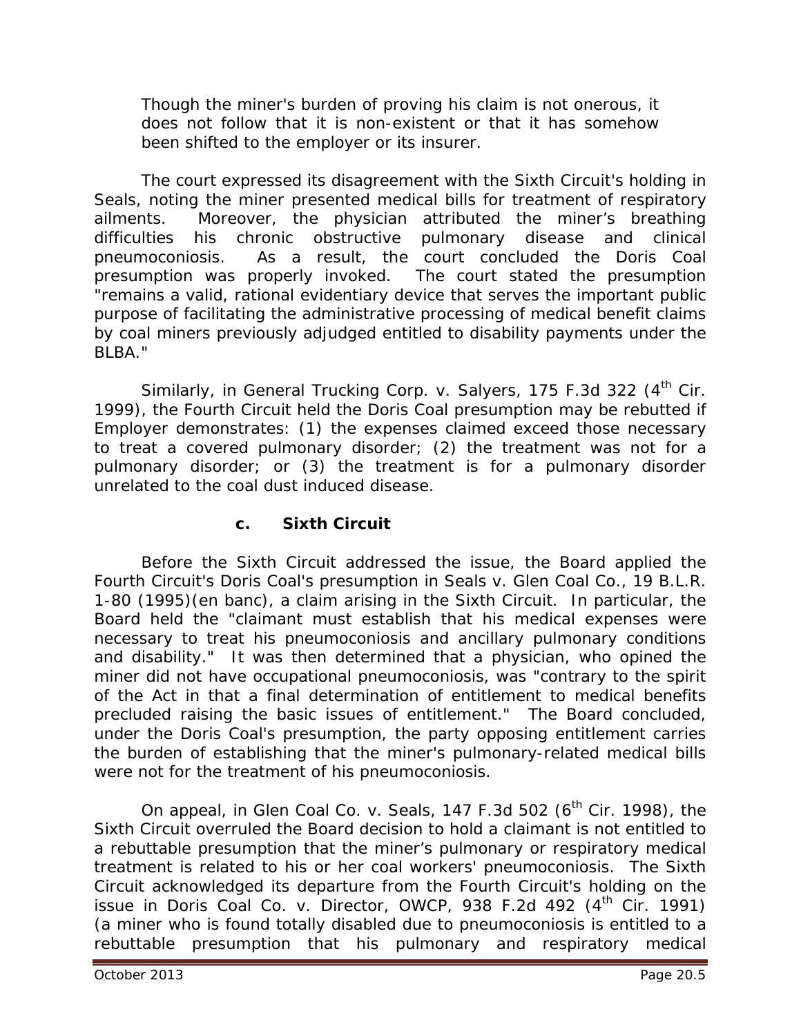> Though the miner's burden of proving his claim is not onerous, it does not follow that it is non-existent or that it has somehow been shifted to the employer or its insurer.

The court expressed its disagreement with the Sixth Circuit's holding in Seals, noting the miner presented medical bills for treatment of respiratory ailments. Moreover, the physician attributed the miner's breathing difficulties his chronic obstructive pulmonary disease and clinical pneumoconiosis. As a result, the court concluded the Doris Coal presumption was properly invoked. The court stated the presumption "remains a valid, rational evidentiary device that serves the important public purpose of facilitating the administrative processing of medical benefit claims by coal miners previously adjudged entitled to disability payments under the BLBA."

Similarly, in *General Trucking Corp. v. Salyers*, 175 F.3d 322 (4th Cir. 1999), the Fourth Circuit held the *Doris Coal* presumption may be rebutted if Employer demonstrates: (1) the expenses claimed exceed those necessary to treat a covered pulmonary disorder; (2) the treatment was not for a pulmonary disorder; or (3) the treatment is for a pulmonary disorder unrelated to the coal dust induced disease.

#### c. Sixth Circuit

Before the Sixth Circuit addressed the issue, the Board applied the Fourth Circuit's *Doris Coal's* presumption in *Seals v. Glen Coal Co.*, 19 B.L.R. 1-80 (1995)(en banc), a claim arising in the Sixth Circuit. In particular, the Board held the "claimant must establish that his medical expenses were necessary to treat his pneumoconiosis and ancillary pulmonary conditions and disability." It was then determined that a physician, who opined the miner did not have occupational pneumoconiosis, was "contrary to the spirit of the Act in that a final determination of entitlement to medical benefits precluded raising the basic issues of entitlement." The Board concluded, under the *Doris Coal's* presumption, the party opposing entitlement carries the burden of establishing that the miner's pulmonary-related medical bills were not for the treatment of his pneumoconiosis.

On appeal, in *Glen Coal Co. v. Seals*, 147 F.3d 502 (6th Cir. 1998), the Sixth Circuit overruled the Board decision to hold a claimant is not entitled to a rebuttable presumption that the miner's pulmonary or respiratory medical treatment is related to his or her coal workers' pneumoconiosis. The Sixth Circuit acknowledged its departure from the Fourth Circuit's holding on the issue in *Doris Coal Co. v. Director, OWCP*, 938 F.2d 492 (4th Cir. 1991) (a miner who is found totally disabled due to pneumoconiosis is entitled to a rebuttable presumption that his pulmonary and respiratory medical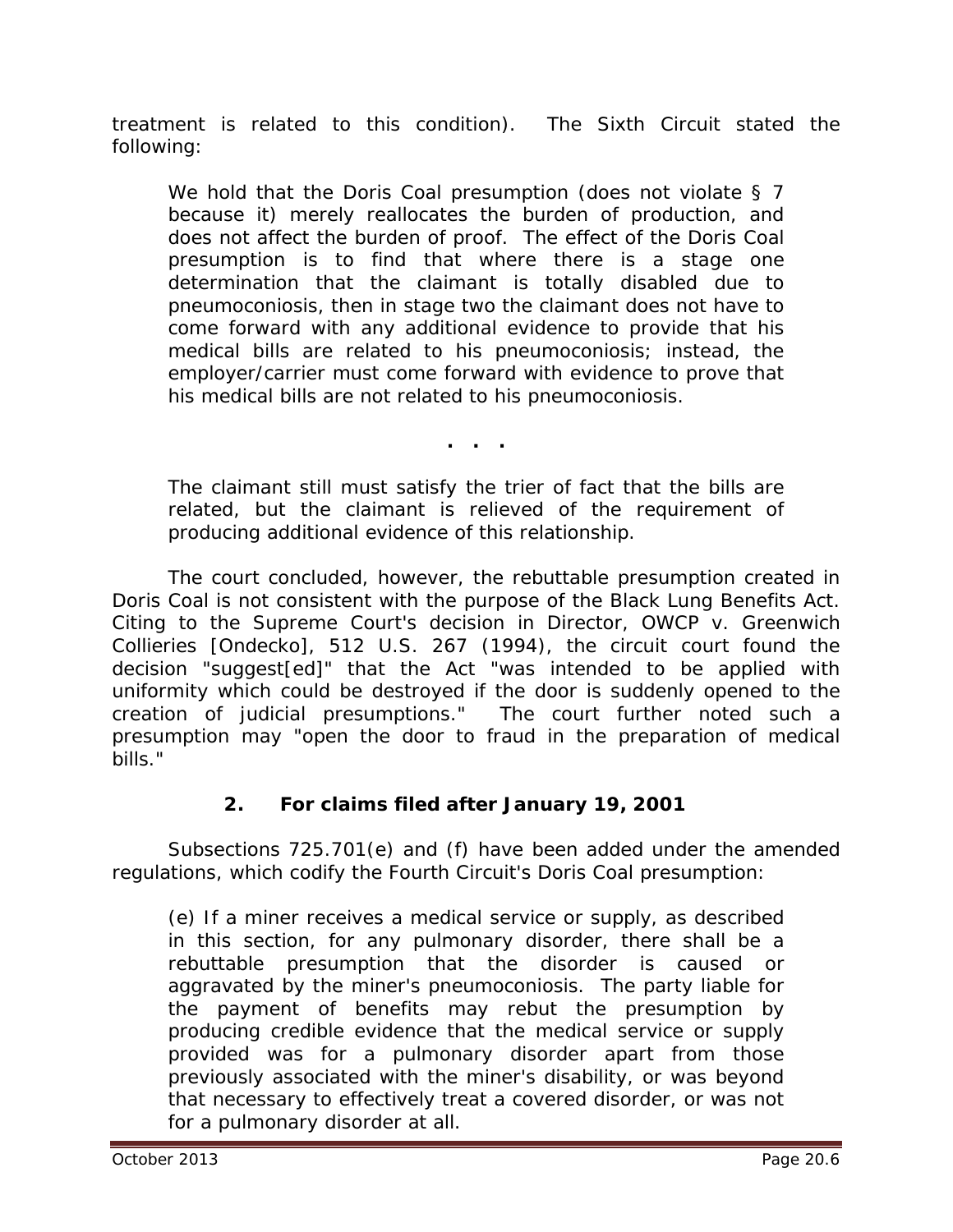treatment is related to this condition). The Sixth Circuit stated the following:

> We hold that the Doris Coal presumption (does not violate § 7 because it) merely reallocates the burden of production, and does not affect the burden of proof. The effect of the Doris Coal presumption is to find that where there is a stage one determination that the claimant is totally disabled due to pneumoconiosis, then in stage two the claimant does not have to come forward with any additional evidence to provide that his medical bills are related to his pneumoconiosis; instead, the employer/carrier must come forward with evidence to prove that his medical bills are not related to his pneumoconiosis.
>
> . . .
>
> The claimant still must satisfy the trier of fact that the bills are related, but the claimant is relieved of the requirement of producing additional evidence of this relationship.

The court concluded, however, the rebuttable presumption created in *Doris Coal* is not consistent with the purpose of the Black Lung Benefits Act. Citing to the Supreme Court's decision in *Director, OWCP v. Greenwich Collieries [Ondecko]*, 512 U.S. 267 (1994), the circuit court found the decision "suggest[ed]" that the Act "was intended to be applied with uniformity which could be destroyed if the door is suddenly opened to the creation of judicial presumptions." The court further noted such a presumption may "open the door to fraud in the preparation of medical bills."

## 2. For claims filed after January 19, 2001

Subsections 725.701(e) and (f) have been added under the amended regulations, which codify the Fourth Circuit's *Doris Coal* presumption:

> (e) If a miner receives a medical service or supply, as described in this section, for any pulmonary disorder, there shall be a rebuttable presumption that the disorder is caused or aggravated by the miner's pneumoconiosis. The party liable for the payment of benefits may rebut the presumption by producing credible evidence that the medical service or supply provided was for a pulmonary disorder apart from those previously associated with the miner's disability, or was beyond that necessary to effectively treat a covered disorder, or was not for a pulmonary disorder at all.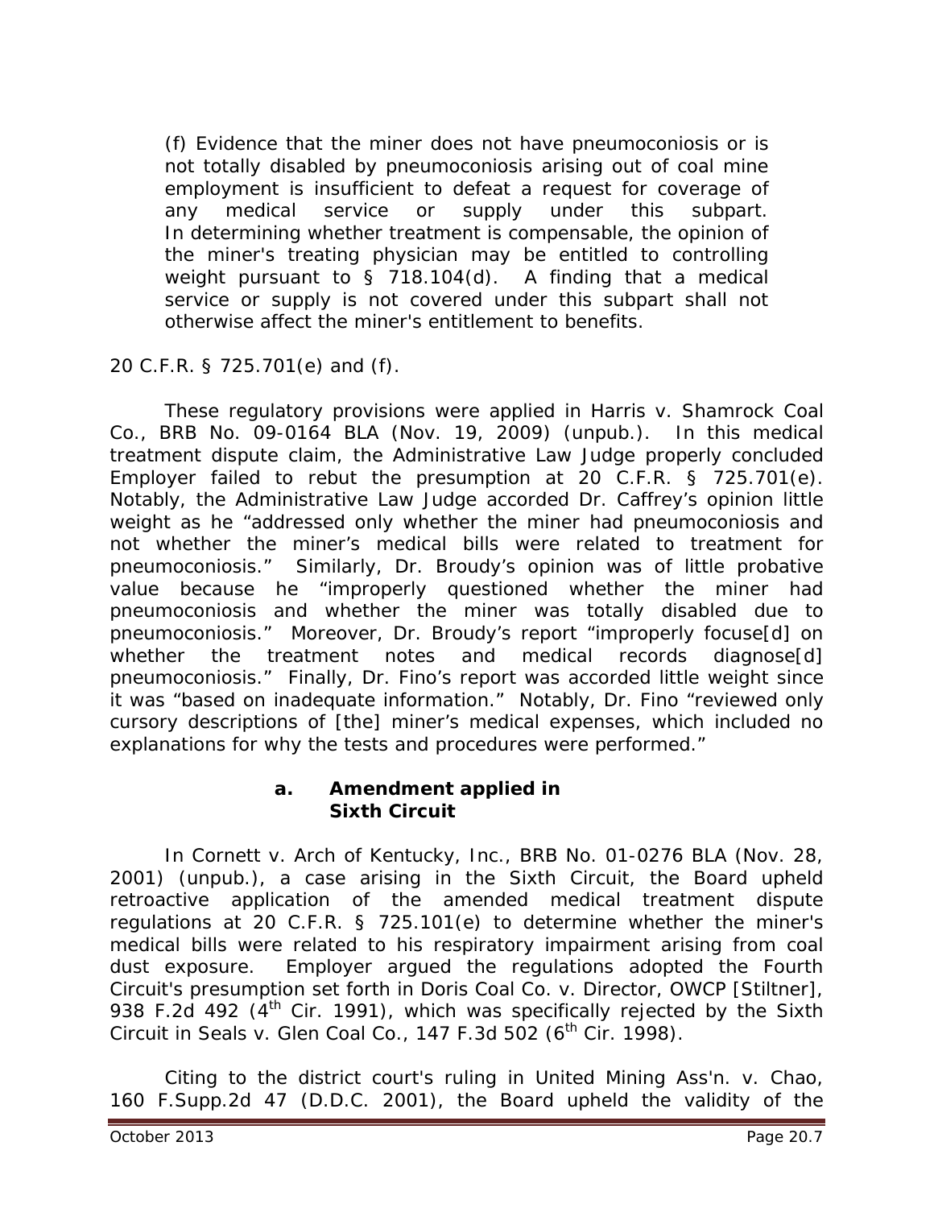(f) Evidence that the miner does not have pneumoconiosis or is not totally disabled by pneumoconiosis arising out of coal mine employment is insufficient to defeat a request for coverage of any medical service or supply under this subpart. In determining whether treatment is compensable, the opinion of the miner's treating physician may be entitled to controlling weight pursuant to § 718.104(d). A finding that a medical service or supply is not covered under this subpart shall not otherwise affect the miner's entitlement to benefits.

20 C.F.R. § 725.701(e) and (f).

These regulatory provisions were applied in *Harris v. Shamrock Coal Co.*, BRB No. 09-0164 BLA (Nov. 19, 2009) (unpub.). In this medical treatment dispute claim, the Administrative Law Judge properly concluded Employer failed to rebut the presumption at 20 C.F.R. § 725.701(e). Notably, the Administrative Law Judge accorded Dr. Caffrey's opinion little weight as he "addressed only whether the miner had pneumoconiosis and not whether the miner's medical bills were related to treatment for pneumoconiosis." Similarly, Dr. Broudy's opinion was of little probative value because he "improperly questioned whether the miner had pneumoconiosis and whether the miner was totally disabled due to pneumoconiosis." Moreover, Dr. Broudy's report "improperly focuse[d] on whether the treatment notes and medical records diagnose[d] pneumoconiosis." Finally, Dr. Fino's report was accorded little weight since it was "based on inadequate information." Notably, Dr. Fino "reviewed only cursory descriptions of [the] miner's medical expenses, which included no explanations for why the tests and procedures were performed."

### a. Amendment applied in Sixth Circuit

In *Cornett v. Arch of Kentucky, Inc.*, BRB No. 01-0276 BLA (Nov. 28, 2001) (unpub.), a case arising in the Sixth Circuit, the Board upheld retroactive application of the amended medical treatment dispute regulations at 20 C.F.R. § 725.101(e) to determine whether the miner's medical bills were related to his respiratory impairment arising from coal dust exposure. Employer argued the regulations adopted the Fourth Circuit's presumption set forth in *Doris Coal Co. v. Director, OWCP [Stiltner]*, 938 F.2d 492 (4th Cir. 1991), which was specifically rejected by the Sixth Circuit in *Seals v. Glen Coal Co.*, 147 F.3d 502 (6th Cir. 1998).

Citing to the district court's ruling in *United Mining Ass'n. v. Chao*, 160 F.Supp.2d 47 (D.D.C. 2001), the Board upheld the validity of the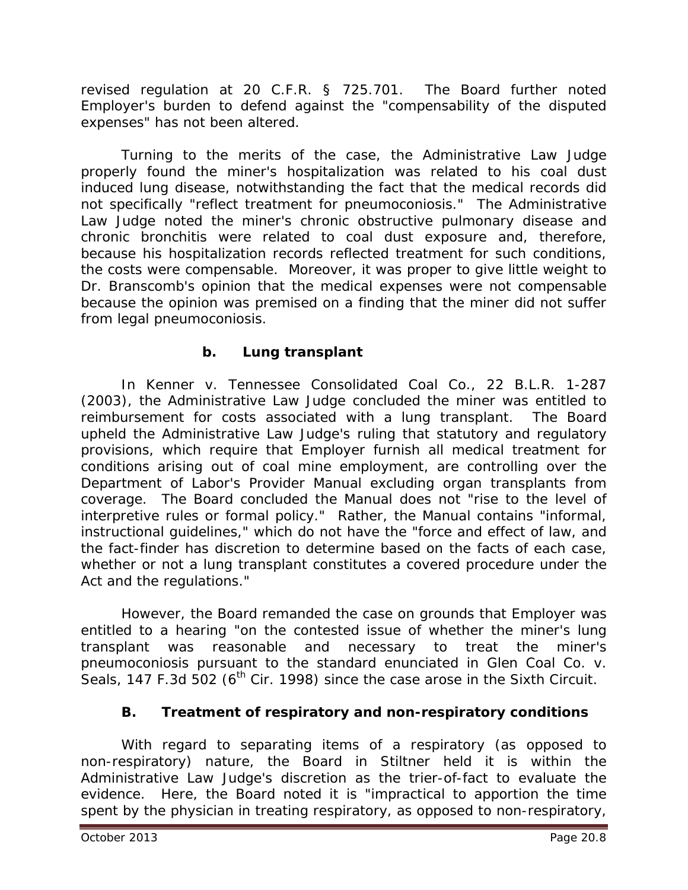revised regulation at 20 C.F.R. § 725.701. The Board further noted Employer's burden to defend against the "compensability of the disputed expenses" has not been altered.

Turning to the merits of the case, the Administrative Law Judge properly found the miner's hospitalization was related to his coal dust induced lung disease, notwithstanding the fact that the medical records did not specifically "reflect treatment for pneumoconiosis." The Administrative Law Judge noted the miner's chronic obstructive pulmonary disease and chronic bronchitis were related to coal dust exposure and, therefore, because his hospitalization records reflected treatment for such conditions, the costs were compensable. Moreover, it was proper to give little weight to Dr. Branscomb's opinion that the medical expenses were not compensable because the opinion was premised on a finding that the miner did not suffer from legal pneumoconiosis.

#### b. Lung transplant

In *Kenner v. Tennessee Consolidated Coal Co.*, 22 B.L.R. 1-287 (2003), the Administrative Law Judge concluded the miner was entitled to reimbursement for costs associated with a lung transplant. The Board upheld the Administrative Law Judge's ruling that statutory and regulatory provisions, which require that Employer furnish all medical treatment for conditions arising out of coal mine employment, are controlling over the Department of Labor's Provider Manual excluding organ transplants from coverage. The Board concluded the Manual does not "rise to the level of interpretive rules or formal policy." Rather, the Manual contains "informal, instructional guidelines," which do not have the "force and effect of law, and the fact-finder has discretion to determine based on the facts of each case, whether or not a lung transplant constitutes a covered procedure under the Act and the regulations."

However, the Board remanded the case on grounds that Employer was entitled to a hearing "on the contested issue of whether the miner's lung transplant was reasonable and necessary to treat the miner's pneumoconiosis pursuant to the standard enunciated in *Glen Coal Co. v. Seals*, 147 F.3d 502 (6th Cir. 1998) since the case arose in the Sixth Circuit.

### B. Treatment of respiratory and non-respiratory conditions

With regard to separating items of a respiratory (as opposed to non-respiratory) nature, the Board in *Stiltner* held it is within the Administrative Law Judge's discretion as the trier-of-fact to evaluate the evidence. Here, the Board noted it is "impractical to apportion the time spent by the physician in treating respiratory, as opposed to non-respiratory,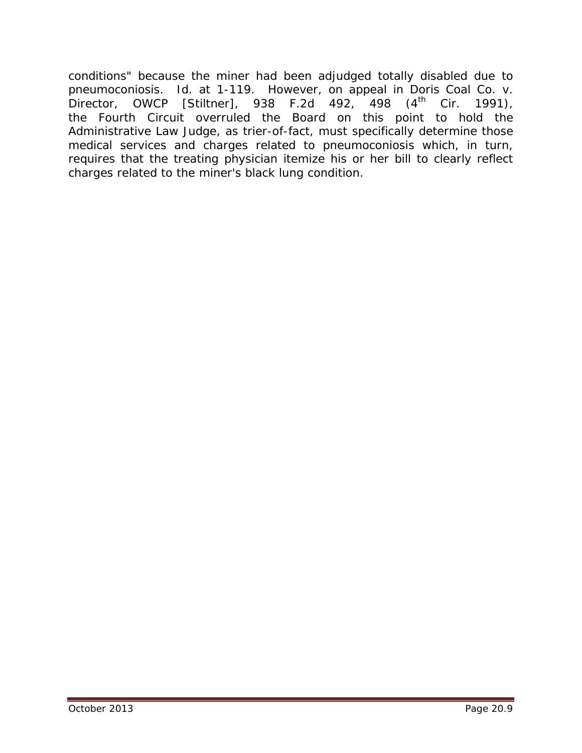conditions" because the miner had been adjudged totally disabled due to pneumoconiosis. *Id.* at 1-119. However, on appeal in *Doris Coal Co. v. Director, OWCP [Stiltner]*, 938 F.2d 492, 498 (4th Cir. 1991), the Fourth Circuit overruled the Board on this point to hold the Administrative Law Judge, as trier-of-fact, must specifically determine those medical services and charges related to pneumoconiosis which, in turn, requires that the treating physician itemize his or her bill to clearly reflect charges related to the miner's black lung condition.